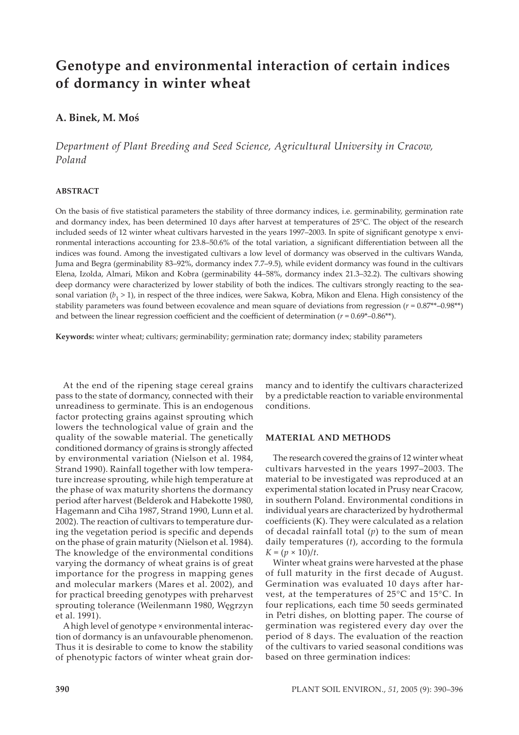# Genotype and environmental interaction of certain indices of dormancy in winter wheat

## A. Binek, M. Moś

*Department of Plant Breeding and Seed Science, Agricultural University in Cracow, Poland*

### ABSTRACT

On the basis of five statistical parameters the stability of three dormancy indices, i.e. germinability, germination rate and dormancy index, has been determined 10 days after harvest at temperatures of 25°C. The object of the research included seeds of 12 winter wheat cultivars harvested in the years 1997–2003. In spite of significant genotype x environmental interactions accounting for 23.8–50.6% of the total variation, a significant differentiation between all the indices was found. Among the investigated cultivars a low level of dormancy was observed in the cultivars Wanda, Juma and Begra (germinability 83–92%, dormancy index 7.7–9.5), while evident dormancy was found in the cultivars Elena, Izolda, Almari, Mikon and Kobra (germinability 44–58%, dormancy index 21.3–32.2). The cultivars showing deep dormancy were characterized by lower stability of both the indices. The cultivars strongly reacting to the seasonal variation ($b_1 > 1$), in respect of the three indices, were Sakwa, Kobra, Mikon and Elena. High consistency of the stability parameters was found between ecovalence and mean square of deviations from regression ($r = 0.87^{**}$–$0.98^{**}$) and between the linear regression coefficient and the coefficient of determination ($r = 0.69^{*}$–$0.86^{**}$).

**Keywords:** winter wheat; cultivars; germinability; germination rate; dormancy index; stability parameters

At the end of the ripening stage cereal grains pass to the state of dormancy, connected with their unreadiness to germinate. This is an endogenous factor protecting grains against sprouting which lowers the technological value of grain and the quality of the sowable material. The genetically conditioned dormancy of grains is strongly affected by environmental variation (Nielson et al. 1984, Strand 1990). Rainfall together with low temperature increase sprouting, while high temperature at the phase of wax maturity shortens the dormancy period after harvest (Belderok and Habekotte 1980, Hagemann and Ciha 1987, Strand 1990, Lunn et al. 2002). The reaction of cultivars to temperature during the vegetation period is specific and depends on the phase of grain maturity (Nielson et al. 1984). The knowledge of the environmental conditions varying the dormancy of wheat grains is of great importance for the progress in mapping genes and molecular markers (Mares et al. 2002), and for practical breeding genotypes with preharvest sprouting tolerance (Weilenmann 1980, Węgrzyn et al. 1991).

A high level of genotype × environmental interaction of dormancy is an unfavourable phenomenon. Thus it is desirable to come to know the stability of phenotypic factors of winter wheat grain dormancy and to identify the cultivars characterized by a predictable reaction to variable environmental conditions.

### MATERIAL AND METHODS

The research covered the grains of 12 winter wheat cultivars harvested in the years 1997–2003. The material to be investigated was reproduced at an experimental station located in Prusy near Cracow, in southern Poland. Environmental conditions in individual years are characterized by hydrothermal coefficients (K). They were calculated as a relation of decadal rainfall total ($p$) to the sum of mean daily temperatures ($t$), according to the formula $K = (p \times 10)/t$.

Winter wheat grains were harvested at the phase of full maturity in the first decade of August. Germination was evaluated 10 days after harvest, at the temperatures of 25°C and 15°C. In four replications, each time 50 seeds germinated in Petri dishes, on blotting paper. The course of germination was registered every day over the period of 8 days. The evaluation of the reaction of the cultivars to varied seasonal conditions was based on three germination indices: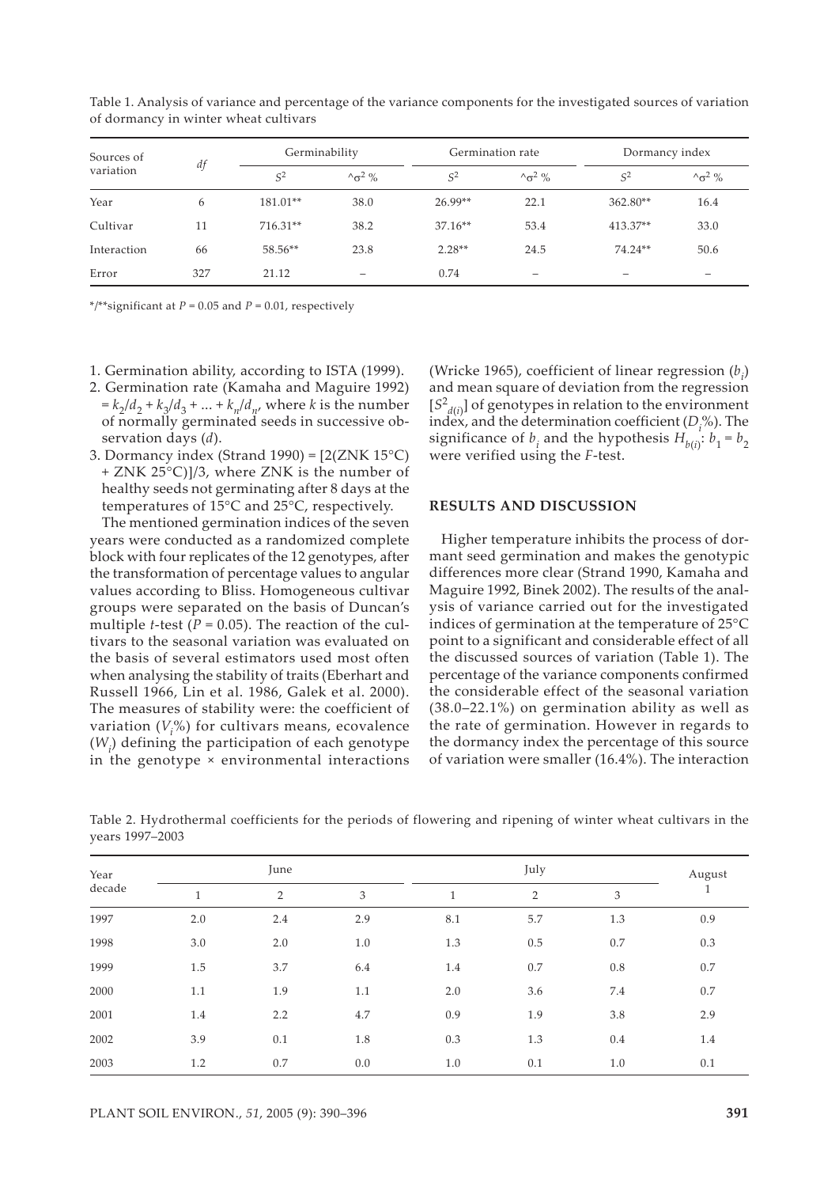Table 1. Analysis of variance and percentage of the variance components for the investigated sources of variation of dormancy in winter wheat cultivars

| Sources of variation | *df* | Germinability | | Germination rate | | Dormancy index | |
|---|---|---|---|---|---|---|---|
| | | $S^2$ | $\hat{\sigma}^2$ % | $S^2$ | $\hat{\sigma}^2$ % | $S^2$ | $\hat{\sigma}^2$ % |
| Year | 6 | 181.01** | 38.0 | 26.99** | 22.1 | 362.80** | 16.4 |
| Cultivar | 11 | 716.31** | 38.2 | 37.16** | 53.4 | 413.37** | 33.0 |
| Interaction | 66 | 58.56** | 23.8 | 2.28** | 24.5 | 74.24** | 50.6 |
| Error | 327 | 21.12 | – | 0.74 | – | – | – |

*/**significant at $P = 0.05$ and $P = 0.01$, respectively

1. Germination ability, according to ISTA (1999).
2. Germination rate (Kamaha and Maguire 1992) $= k_2/d_2 + k_3/d_3 + ... + k_n/d_n$, where $k$ is the number of normally germinated seeds in successive observation days ($d$).
3. Dormancy index (Strand 1990) = [2(ZNK 15°C) + ZNK 25°C)]/3, where ZNK is the number of healthy seeds not germinating after 8 days at the temperatures of 15°C and 25°C, respectively.

The mentioned germination indices of the seven years were conducted as a randomized complete block with four replicates of the 12 genotypes, after the transformation of percentage values to angular values according to Bliss. Homogeneous cultivar groups were separated on the basis of Duncan's multiple $t$-test ($P = 0.05$). The reaction of the cultivars to the seasonal variation was evaluated on the basis of several estimators used most often when analysing the stability of traits (Eberhart and Russell 1966, Lin et al. 1986, Galek et al. 2000). The measures of stability were: the coefficient of variation ($V_i$%) for cultivars means, ecovalence ($W_i$) defining the participation of each genotype in the genotype × environmental interactions (Wricke 1965), coefficient of linear regression ($b_i$) and mean square of deviation from the regression [$S^2_{d(i)}$] of genotypes in relation to the environment index, and the determination coefficient ($D_i$%). The significance of $b_i$ and the hypothesis $H_{b(i)}$: $b_1 = b_2$ were verified using the $F$-test.

## RESULTS AND DISCUSSION

Higher temperature inhibits the process of dormant seed germination and makes the genotypic differences more clear (Strand 1990, Kamaha and Maguire 1992, Binek 2002). The results of the analysis of variance carried out for the investigated indices of germination at the temperature of 25°C point to a significant and considerable effect of all the discussed sources of variation (Table 1). The percentage of the variance components confirmed the considerable effect of the seasonal variation (38.0–22.1%) on germination ability as well as the rate of germination. However in regards to the dormancy index the percentage of this source of variation were smaller (16.4%). The interaction

Table 2. Hydrothermal coefficients for the periods of flowering and ripening of winter wheat cultivars in the years 1997–2003

| Year | June | | | July | | | August |
|---|---|---|---|---|---|---|---|
| decade | 1 | 2 | 3 | 1 | 2 | 3 | 1 |
| 1997 | 2.0 | 2.4 | 2.9 | 8.1 | 5.7 | 1.3 | 0.9 |
| 1998 | 3.0 | 2.0 | 1.0 | 1.3 | 0.5 | 0.7 | 0.3 |
| 1999 | 1.5 | 3.7 | 6.4 | 1.4 | 0.7 | 0.8 | 0.7 |
| 2000 | 1.1 | 1.9 | 1.1 | 2.0 | 3.6 | 7.4 | 0.7 |
| 2001 | 1.4 | 2.2 | 4.7 | 0.9 | 1.9 | 3.8 | 2.9 |
| 2002 | 3.9 | 0.1 | 1.8 | 0.3 | 1.3 | 0.4 | 1.4 |
| 2003 | 1.2 | 0.7 | 0.0 | 1.0 | 0.1 | 1.0 | 0.1 |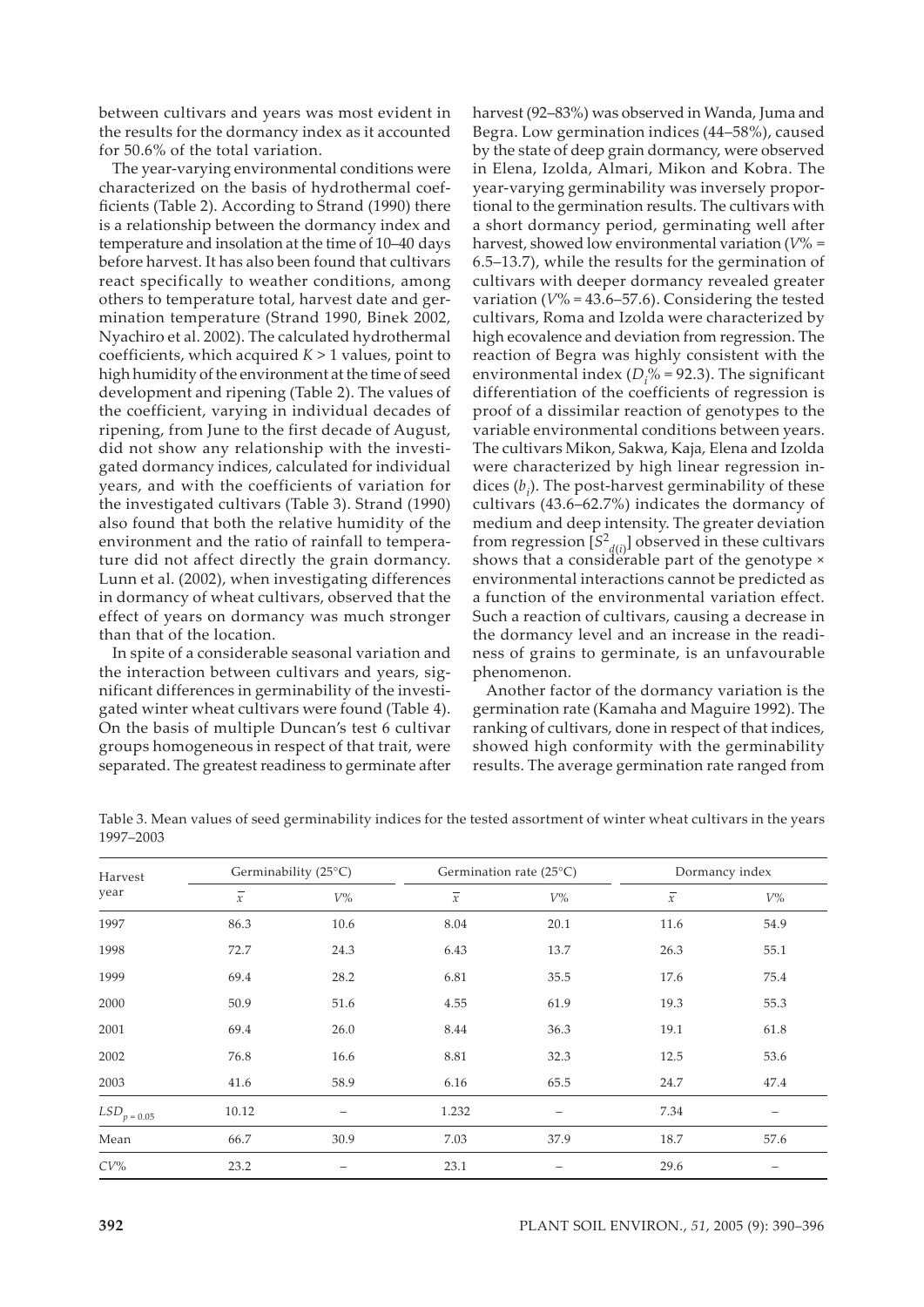between cultivars and years was most evident in the results for the dormancy index as it accounted for 50.6% of the total variation.

The year-varying environmental conditions were characterized on the basis of hydrothermal coefficients (Table 2). According to Strand (1990) there is a relationship between the dormancy index and temperature and insolation at the time of 10–40 days before harvest. It has also been found that cultivars react specifically to weather conditions, among others to temperature total, harvest date and germination temperature (Strand 1990, Binek 2002, Nyachiro et al. 2002). The calculated hydrothermal coefficients, which acquired $K > 1$ values, point to high humidity of the environment at the time of seed development and ripening (Table 2). The values of the coefficient, varying in individual decades of ripening, from June to the first decade of August, did not show any relationship with the investigated dormancy indices, calculated for individual years, and with the coefficients of variation for the investigated cultivars (Table 3). Strand (1990) also found that both the relative humidity of the environment and the ratio of rainfall to temperature did not affect directly the grain dormancy. Lunn et al. (2002), when investigating differences in dormancy of wheat cultivars, observed that the effect of years on dormancy was much stronger than that of the location.

In spite of a considerable seasonal variation and the interaction between cultivars and years, significant differences in germinability of the investigated winter wheat cultivars were found (Table 4). On the basis of multiple Duncan's test 6 cultivar groups homogeneous in respect of that trait, were separated. The greatest readiness to germinate after harvest (92–83%) was observed in Wanda, Juma and Begra. Low germination indices (44–58%), caused by the state of deep grain dormancy, were observed in Elena, Izolda, Almari, Mikon and Kobra. The year-varying germinability was inversely proportional to the germination results. The cultivars with a short dormancy period, germinating well after harvest, showed low environmental variation ($V\%$ = 6.5–13.7), while the results for the germination of cultivars with deeper dormancy revealed greater variation ($V\%$ = 43.6–57.6). Considering the tested cultivars, Roma and Izolda were characterized by high ecovalence and deviation from regression. The reaction of Begra was highly consistent with the environmental index ($D_i\%$ = 92.3). The significant differentiation of the coefficients of regression is proof of a dissimilar reaction of genotypes to the variable environmental conditions between years. The cultivars Mikon, Sakwa, Kaja, Elena and Izolda were characterized by high linear regression indices ($b_i$). The post-harvest germinability of these cultivars (43.6–62.7%) indicates the dormancy of medium and deep intensity. The greater deviation from regression [$S^2_{d(i)}$] observed in these cultivars shows that a considerable part of the genotype × environmental interactions cannot be predicted as a function of the environmental variation effect. Such a reaction of cultivars, causing a decrease in the dormancy level and an increase in the readiness of grains to germinate, is an unfavourable phenomenon.

Another factor of the dormancy variation is the germination rate (Kamaha and Maguire 1992). The ranking of cultivars, done in respect of that indices, showed high conformity with the germinability results. The average germination rate ranged from

Table 3. Mean values of seed germinability indices for the tested assortment of winter wheat cultivars in the years 1997–2003

| Harvest year | Germinability (25°C) | | Germination rate (25°C) | | Dormancy index | |
|---|---|---|---|---|---|---|
| | $\bar{x}$ | $V\%$ | $\bar{x}$ | $V\%$ | $\bar{x}$ | $V\%$ |
| 1997 | 86.3 | 10.6 | 8.04 | 20.1 | 11.6 | 54.9 |
| 1998 | 72.7 | 24.3 | 6.43 | 13.7 | 26.3 | 55.1 |
| 1999 | 69.4 | 28.2 | 6.81 | 35.5 | 17.6 | 75.4 |
| 2000 | 50.9 | 51.6 | 4.55 | 61.9 | 19.3 | 55.3 |
| 2001 | 69.4 | 26.0 | 8.44 | 36.3 | 19.1 | 61.8 |
| 2002 | 76.8 | 16.6 | 8.81 | 32.3 | 12.5 | 53.6 |
| 2003 | 41.6 | 58.9 | 6.16 | 65.5 | 24.7 | 47.4 |
| $LSD_{p = 0.05}$ | 10.12 | – | 1.232 | – | 7.34 | – |
| Mean | 66.7 | 30.9 | 7.03 | 37.9 | 18.7 | 57.6 |
| $CV\%$ | 23.2 | – | 23.1 | – | 29.6 | – |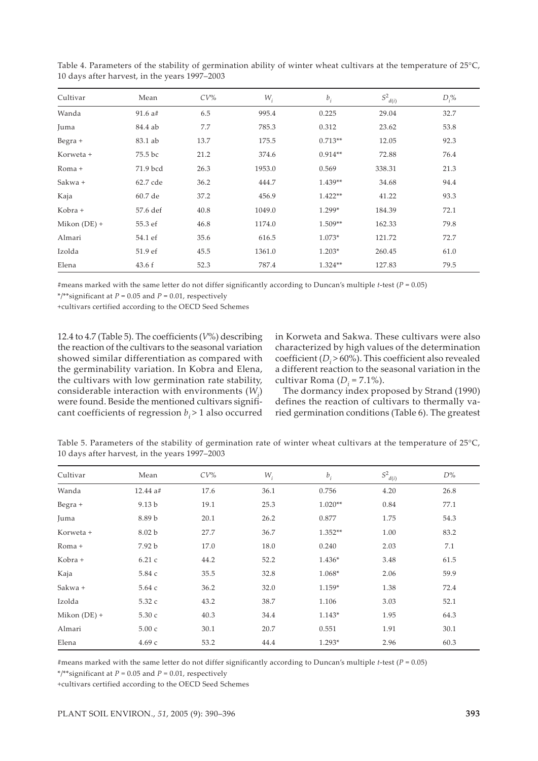Table 4. Parameters of the stability of germination ability of winter wheat cultivars at the temperature of 25°C, 10 days after harvest, in the years 1997–2003

| Cultivar | Mean | $CV$% | $W_i$ | $b_i$ | $S^2_{d(i)}$ | $D_i$% |
|---|---|---|---|---|---|---|
| Wanda | 91.6 a# | 6.5 | 995.4 | 0.225 | 29.04 | 32.7 |
| Juma | 84.4 ab | 7.7 | 785.3 | 0.312 | 23.62 | 53.8 |
| Begra + | 83.1 ab | 13.7 | 175.5 | 0.713** | 12.05 | 92.3 |
| Korweta + | 75.5 bc | 21.2 | 374.6 | 0.914** | 72.88 | 76.4 |
| Roma + | 71.9 bcd | 26.3 | 1953.0 | 0.569 | 338.31 | 21.3 |
| Sakwa + | 62.7 cde | 36.2 | 444.7 | 1.439** | 34.68 | 94.4 |
| Kaja | 60.7 de | 37.2 | 456.9 | 1.422** | 41.22 | 93.3 |
| Kobra + | 57.6 def | 40.8 | 1049.0 | 1.299* | 184.39 | 72.1 |
| Mikon (DE) + | 55.3 ef | 46.8 | 1174.0 | 1.509** | 162.33 | 79.8 |
| Almari | 54.1 ef | 35.6 | 616.5 | 1.073* | 121.72 | 72.7 |
| Izolda | 51.9 ef | 45.5 | 1361.0 | 1.203* | 260.45 | 61.0 |
| Elena | 43.6 f | 52.3 | 787.4 | 1.324** | 127.83 | 79.5 |

#means marked with the same letter do not differ significantly according to Duncan's multiple $t$-test ($P = 0.05$)

*/**significant at $P = 0.05$ and $P = 0.01$, respectively

+cultivars certified according to the OECD Seed Schemes

12.4 to 4.7 (Table 5). The coefficients ($V$%) describing the reaction of the cultivars to the seasonal variation showed similar differentiation as compared with the germinability variation. In Kobra and Elena, the cultivars with low germination rate stability, considerable interaction with environments ($W_i$) were found. Beside the mentioned cultivars significant coefficients of regression $b_i > 1$ also occurred in Korweta and Sakwa. These cultivars were also characterized by high values of the determination coefficient ($D_i > 60\%$). This coefficient also revealed a different reaction to the seasonal variation in the cultivar Roma ($D_i = 7.1\%$).

The dormancy index proposed by Strand (1990) defines the reaction of cultivars to thermally varied germination conditions (Table 6). The greatest

Table 5. Parameters of the stability of germination rate of winter wheat cultivars at the temperature of 25°C, 10 days after harvest, in the years 1997–2003

| Cultivar | Mean | $CV$% | $W_i$ | $b_i$ | $S^2_{d(i)}$ | $D$% |
|---|---|---|---|---|---|---|
| Wanda | 12.44 a# | 17.6 | 36.1 | 0.756 | 4.20 | 26.8 |
| Begra + | 9.13 b | 19.1 | 25.3 | 1.020** | 0.84 | 77.1 |
| Juma | 8.89 b | 20.1 | 26.2 | 0.877 | 1.75 | 54.3 |
| Korweta + | 8.02 b | 27.7 | 36.7 | 1.352** | 1.00 | 83.2 |
| Roma + | 7.92 b | 17.0 | 18.0 | 0.240 | 2.03 | 7.1 |
| Kobra + | 6.21 c | 44.2 | 52.2 | 1.436* | 3.48 | 61.5 |
| Kaja | 5.84 c | 35.5 | 32.8 | 1.068* | 2.06 | 59.9 |
| Sakwa + | 5.64 c | 36.2 | 32.0 | 1.159* | 1.38 | 72.4 |
| Izolda | 5.32 c | 43.2 | 38.7 | 1.106 | 3.03 | 52.1 |
| Mikon (DE) + | 5.30 c | 40.3 | 34.4 | 1.143* | 1.95 | 64.3 |
| Almari | 5.00 c | 30.1 | 20.7 | 0.551 | 1.91 | 30.1 |
| Elena | 4.69 c | 53.2 | 44.4 | 1.293* | 2.96 | 60.3 |

#means marked with the same letter do not differ significantly according to Duncan's multiple $t$-test ($P = 0.05$)

*/**significant at $P = 0.05$ and $P = 0.01$, respectively

+cultivars certified according to the OECD Seed Schemes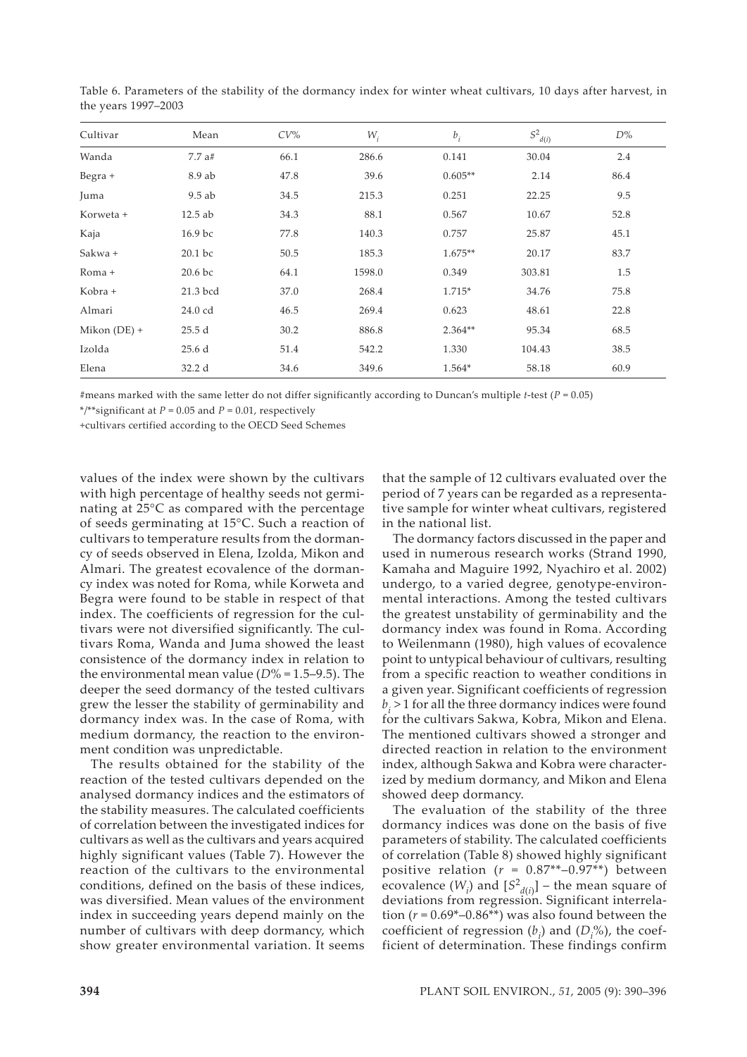Table 6. Parameters of the stability of the dormancy index for winter wheat cultivars, 10 days after harvest, in the years 1997–2003

| Cultivar | Mean | $CV$% | $W_i$ | $b_i$ | $S^2_{d(i)}$ | $D$% |
|---|---|---|---|---|---|---|
| Wanda | 7.7 a# | 66.1 | 286.6 | 0.141 | 30.04 | 2.4 |
| Begra + | 8.9 ab | 47.8 | 39.6 | 0.605** | 2.14 | 86.4 |
| Juma | 9.5 ab | 34.5 | 215.3 | 0.251 | 22.25 | 9.5 |
| Korweta + | 12.5 ab | 34.3 | 88.1 | 0.567 | 10.67 | 52.8 |
| Kaja | 16.9 bc | 77.8 | 140.3 | 0.757 | 25.87 | 45.1 |
| Sakwa + | 20.1 bc | 50.5 | 185.3 | 1.675** | 20.17 | 83.7 |
| Roma + | 20.6 bc | 64.1 | 1598.0 | 0.349 | 303.81 | 1.5 |
| Kobra + | 21.3 bcd | 37.0 | 268.4 | 1.715* | 34.76 | 75.8 |
| Almari | 24.0 cd | 46.5 | 269.4 | 0.623 | 48.61 | 22.8 |
| Mikon (DE) + | 25.5 d | 30.2 | 886.8 | 2.364** | 95.34 | 68.5 |
| Izolda | 25.6 d | 51.4 | 542.2 | 1.330 | 104.43 | 38.5 |
| Elena | 32.2 d | 34.6 | 349.6 | 1.564* | 58.18 | 60.9 |

#means marked with the same letter do not differ significantly according to Duncan's multiple $t$-test ($P$ = 0.05)

*/**significant at $P$ = 0.05 and $P$ = 0.01, respectively

+cultivars certified according to the OECD Seed Schemes

values of the index were shown by the cultivars with high percentage of healthy seeds not germinating at 25°C as compared with the percentage of seeds germinating at 15°C. Such a reaction of cultivars to temperature results from the dormancy of seeds observed in Elena, Izolda, Mikon and Almari. The greatest ecovalence of the dormancy index was noted for Roma, while Korweta and Begra were found to be stable in respect of that index. The coefficients of regression for the cultivars were not diversified significantly. The cultivars Roma, Wanda and Juma showed the least consistence of the dormancy index in relation to the environmental mean value ($D$% = 1.5–9.5). The deeper the seed dormancy of the tested cultivars grew the lesser the stability of germinability and dormancy index was. In the case of Roma, with medium dormancy, the reaction to the environment condition was unpredictable.

The results obtained for the stability of the reaction of the tested cultivars depended on the analysed dormancy indices and the estimators of the stability measures. The calculated coefficients of correlation between the investigated indices for cultivars as well as the cultivars and years acquired highly significant values (Table 7). However the reaction of the cultivars to the environmental conditions, defined on the basis of these indices, was diversified. Mean values of the environment index in succeeding years depend mainly on the number of cultivars with deep dormancy, which show greater environmental variation. It seems that the sample of 12 cultivars evaluated over the period of 7 years can be regarded as a representative sample for winter wheat cultivars, registered in the national list.

The dormancy factors discussed in the paper and used in numerous research works (Strand 1990, Kamaha and Maguire 1992, Nyachiro et al. 2002) undergo, to a varied degree, genotype-environmental interactions. Among the tested cultivars the greatest unstability of germinability and the dormancy index was found in Roma. According to Weilenmann (1980), high values of ecovalence point to untypical behaviour of cultivars, resulting from a specific reaction to weather conditions in a given year. Significant coefficients of regression $b_i > 1$ for all the three dormancy indices were found for the cultivars Sakwa, Kobra, Mikon and Elena. The mentioned cultivars showed a stronger and directed reaction in relation to the environment index, although Sakwa and Kobra were characterized by medium dormancy, and Mikon and Elena showed deep dormancy.

The evaluation of the stability of the three dormancy indices was done on the basis of five parameters of stability. The calculated coefficients of correlation (Table 8) showed highly significant positive relation ($r$ = 0.87**–0.97**) between ecovalence ($W_i$) and [$S^2_{d(i)}$] – the mean square of deviations from regression. Significant interrelation ($r$ = 0.69*–0.86**) was also found between the coefficient of regression ($b_i$) and ($D_i$%), the coefficient of determination. These findings confirm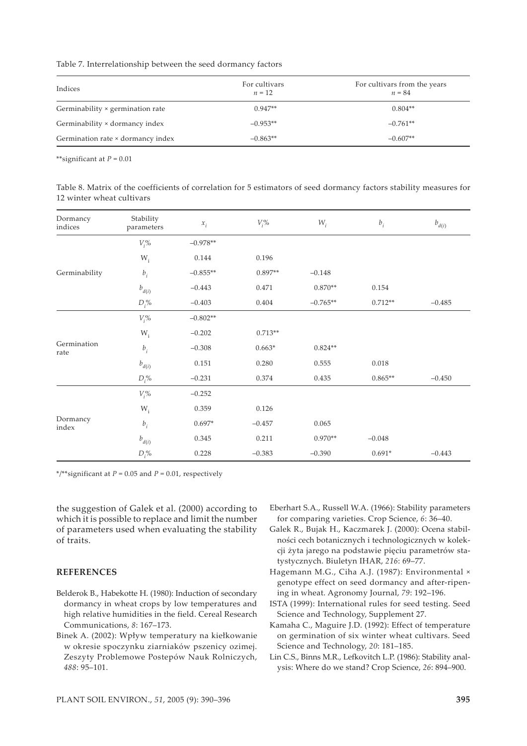Table 7. Interrelationship between the seed dormancy factors

| Indices | For cultivars $n = 12$ | For cultivars from the years $n = 84$ |
|---|---|---|
| Germinability × germination rate | 0.947** | 0.804** |
| Germinability × dormancy index | –0.953** | –0.761** |
| Germination rate × dormancy index | –0.863** | –0.607** |

**significant at $P = 0.01$

Table 8. Matrix of the coefficients of correlation for 5 estimators of seed dormancy factors stability measures for 12 winter wheat cultivars

| Dormancy indices | Stability parameters | $x_i$ | $V_i$% | $W_i$ | $b_i$ | $b_{d(i)}$ |
|---|---|---|---|---|---|---|
| Germinability | $V_i$% | –0.978** | | | | |
| | $W_i$ | 0.144 | 0.196 | | | |
| | $b_i$ | –0.855** | 0.897** | –0.148 | | |
| | $b_{d(i)}$ | –0.443 | 0.471 | 0.870** | 0.154 | |
| | $D_i$% | –0.403 | 0.404 | –0.765** | 0.712** | –0.485 |
| Germination rate | $V_i$% | –0.802** | | | | |
| | $W_i$ | –0.202 | 0.713** | | | |
| | $b_i$ | –0.308 | 0.663* | 0.824** | | |
| | $b_{d(i)}$ | 0.151 | 0.280 | 0.555 | 0.018 | |
| | $D_i$% | –0.231 | 0.374 | 0.435 | 0.865** | –0.450 |
| Dormancy index | $V_i$% | –0.252 | | | | |
| | $W_i$ | 0.359 | 0.126 | | | |
| | $b_i$ | 0.697* | –0.457 | 0.065 | | |
| | $b_{d(i)}$ | 0.345 | 0.211 | 0.970** | –0.048 | |
| | $D_i$% | 0.228 | –0.383 | –0.390 | 0.691* | –0.443 |

*/**significant at $P = 0.05$ and $P = 0.01$, respectively

the suggestion of Galek et al. (2000) according to which it is possible to replace and limit the number of parameters used when evaluating the stability of traits.

## REFERENCES

Belderok B., Habekotte H. (1980): Induction of secondary dormancy in wheat crops by low temperatures and high relative humidities in the field. Cereal Research Communications, *8*: 167–173.

Binek A. (2002): Wpływ temperatury na kiełkowanie w okresie spoczynku ziarniaków pszenicy ozimej. Zeszyty Problemowe Postepów Nauk Rolniczych, *488*: 95–101.

Eberhart S.A., Russell W.A. (1966): Stability parameters for comparing varieties. Crop Science, *6*: 36–40.

Galek R., Bujak H., Kaczmarek J. (2000): Ocena stabilności cech botanicznych i technologicznych w kolekcji żyta jarego na podstawie pięciu parametrów statystycznych. Biuletyn IHAR, *216*: 69–77.

Hagemann M.G., Ciha A.J. (1987): Environmental × genotype effect on seed dormancy and after-ripening in wheat. Agronomy Journal, *79*: 192–196.

ISTA (1999): International rules for seed testing. Seed Science and Technology, Supplement 27.

Kamaha C., Maguire J.D. (1992): Effect of temperature on germination of six winter wheat cultivars. Seed Science and Technology, *20*: 181–185.

Lin C.S., Binns M.R., Lefkovitch L.P. (1986): Stability analysis: Where do we stand? Crop Science, *26*: 894–900.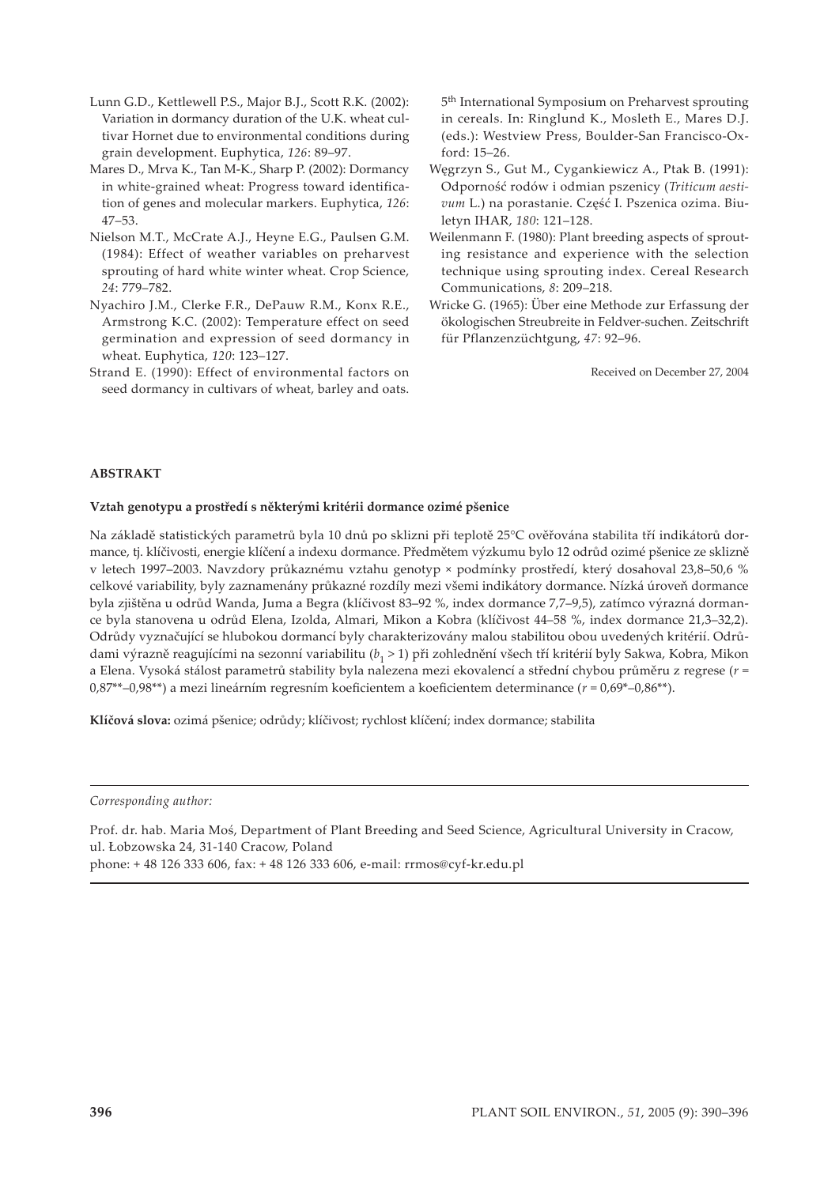Lunn G.D., Kettlewell P.S., Major B.J., Scott R.K. (2002): Variation in dormancy duration of the U.K. wheat cultivar Hornet due to environmental conditions during grain development. Euphytica, *126*: 89–97.

Mares D., Mrva K., Tan M-K., Sharp P. (2002): Dormancy in white-grained wheat: Progress toward identification of genes and molecular markers. Euphytica, *126*: 47–53.

Nielson M.T., McCrate A.J., Heyne E.G., Paulsen G.M. (1984): Effect of weather variables on preharvest sprouting of hard white winter wheat. Crop Science, *24*: 779–782.

Nyachiro J.M., Clerke F.R., DePauw R.M., Konx R.E., Armstrong K.C. (2002): Temperature effect on seed germination and expression of seed dormancy in wheat. Euphytica, *120*: 123–127.

Strand E. (1990): Effect of environmental factors on seed dormancy in cultivars of wheat, barley and oats. 5th International Symposium on Preharvest sprouting in cereals. In: Ringlund K., Mosleth E., Mares D.J. (eds.): Westview Press, Boulder-San Francisco-Oxford: 15–26.

Węgrzyn S., Gut M., Cygankiewicz A., Ptak B. (1991): Odporność rodów i odmian pszenicy (*Triticum aestivum* L.) na porastanie. Część I. Pszenica ozima. Biuletyn IHAR, *180*: 121–128.

Weilenmann F. (1980): Plant breeding aspects of sprouting resistance and experience with the selection technique using sprouting index. Cereal Research Communications, *8*: 209–218.

Wricke G. (1965): Über eine Methode zur Erfassung der ökologischen Streubreite in Feldver-suchen. Zeitschrift für Pflanzenzüchtgung, *47*: 92–96.

Received on December 27, 2004

## ABSTRAKT

**Vztah genotypu a prostředí s některými kritérii dormance ozimé pšenice**

Na základě statistických parametrů byla 10 dnů po sklizni při teplotě 25°C ověřována stabilita tří indikátorů dormance, tj. klíčivosti, energie klíčení a indexu dormance. Předmětem výzkumu bylo 12 odrůd ozimé pšenice ze sklizně v letech 1997–2003. Navzdory průkaznému vztahu genotyp × podmínky prostředí, který dosahoval 23,8–50,6 % celkové variability, byly zaznamenány průkazné rozdíly mezi všemi indikátory dormance. Nízká úroveň dormance byla zjištěna u odrůd Wanda, Juma a Begra (klíčivost 83–92 %, index dormance 7,7–9,5), zatímco výrazná dormance byla stanovena u odrůd Elena, Izolda, Almari, Mikon a Kobra (klíčivost 44–58 %, index dormance 21,3–32,2). Odrůdy vyznačující se hlubokou dormancí byly charakterizovány malou stabilitou obou uvedených kritérií. Odrůdami výrazně reagujícími na sezonní variabilitu ($b_1 > 1$) při zohlednění všech tří kritérií byly Sakwa, Kobra, Mikon a Elena. Vysoká stálost parametrů stability byla nalezena mezi ekovalencí a střední chybou průměru z regrese ($r$ = 0,87**–0,98**) a mezi lineárním regresním koeficientem a koeficientem determinance ($r$ = 0,69*–0,86**).

**Klíčová slova:** ozimá pšenice; odrůdy; klíčivost; rychlost klíčení; index dormance; stabilita

*Corresponding author:*

Prof. dr. hab. Maria Moś, Department of Plant Breeding and Seed Science, Agricultural University in Cracow, ul. Łobzowska 24, 31-140 Cracow, Poland
phone: + 48 126 333 606, fax: + 48 126 333 606, e-mail: rrmos@cyf-kr.edu.pl